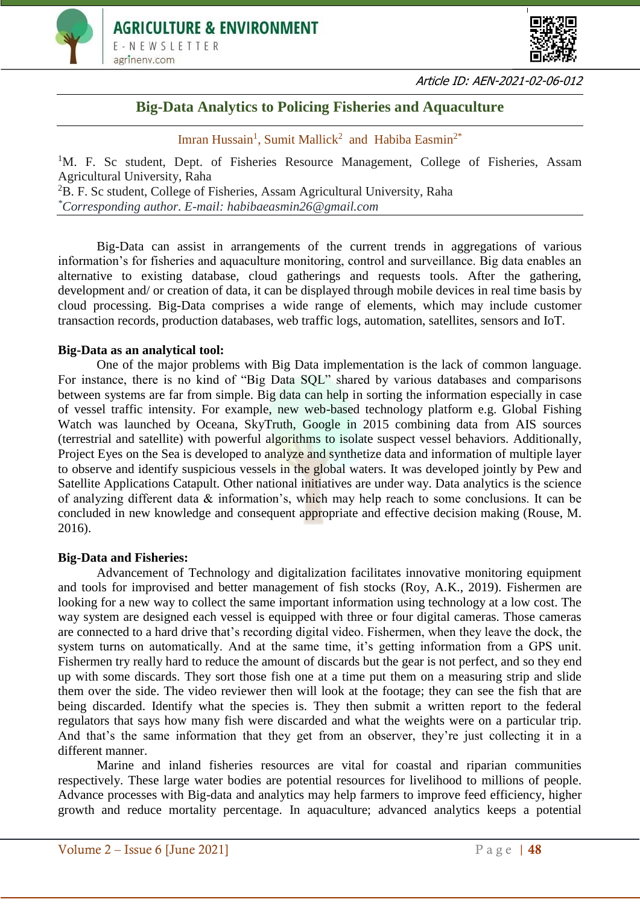Article ID: AEN-2021-02-06-012

# Big-Data Analytics to Policing Fisheries and Aquaculture

Imran Hussain[1], Sumit Mallick[2] and Habiba Easmin[2*]

[1]M. F. Sc student, Dept. of Fisheries Resource Management, College of Fisheries, Assam Agricultural University, Raha
[2]B. F. Sc student, College of Fisheries, Assam Agricultural University, Raha
[*]*Corresponding author. E-mail: habibaeasmin26@gmail.com*

Big-Data can assist in arrangements of the current trends in aggregations of various information's for fisheries and aquaculture monitoring, control and surveillance. Big data enables an alternative to existing database, cloud gatherings and requests tools. After the gathering, development and/ or creation of data, it can be displayed through mobile devices in real time basis by cloud processing. Big-Data comprises a wide range of elements, which may include customer transaction records, production databases, web traffic logs, automation, satellites, sensors and IoT.

**Big-Data as an analytical tool:**

One of the major problems with Big Data implementation is the lack of common language. For instance, there is no kind of "Big Data SQL" shared by various databases and comparisons between systems are far from simple. Big data can help in sorting the information especially in case of vessel traffic intensity. For example, new web-based technology platform e.g. Global Fishing Watch was launched by Oceana, SkyTruth, Google in 2015 combining data from AIS sources (terrestrial and satellite) with powerful algorithms to isolate suspect vessel behaviors. Additionally, Project Eyes on the Sea is developed to analyze and synthetize data and information of multiple layer to observe and identify suspicious vessels in the global waters. It was developed jointly by Pew and Satellite Applications Catapult. Other national initiatives are under way. Data analytics is the science of analyzing different data & information's, which may help reach to some conclusions. It can be concluded in new knowledge and consequent appropriate and effective decision making (Rouse, M. 2016).

**Big-Data and Fisheries:**

Advancement of Technology and digitalization facilitates innovative monitoring equipment and tools for improvised and better management of fish stocks (Roy, A.K., 2019). Fishermen are looking for a new way to collect the same important information using technology at a low cost. The way system are designed each vessel is equipped with three or four digital cameras. Those cameras are connected to a hard drive that's recording digital video. Fishermen, when they leave the dock, the system turns on automatically. And at the same time, it's getting information from a GPS unit. Fishermen try really hard to reduce the amount of discards but the gear is not perfect, and so they end up with some discards. They sort those fish one at a time put them on a measuring strip and slide them over the side. The video reviewer then will look at the footage; they can see the fish that are being discarded. Identify what the species is. They then submit a written report to the federal regulators that says how many fish were discarded and what the weights were on a particular trip. And that's the same information that they get from an observer, they're just collecting it in a different manner.

Marine and inland fisheries resources are vital for coastal and riparian communities respectively. These large water bodies are potential resources for livelihood to millions of people. Advance processes with Big-data and analytics may help farmers to improve feed efficiency, higher growth and reduce mortality percentage. In aquaculture; advanced analytics keeps a potential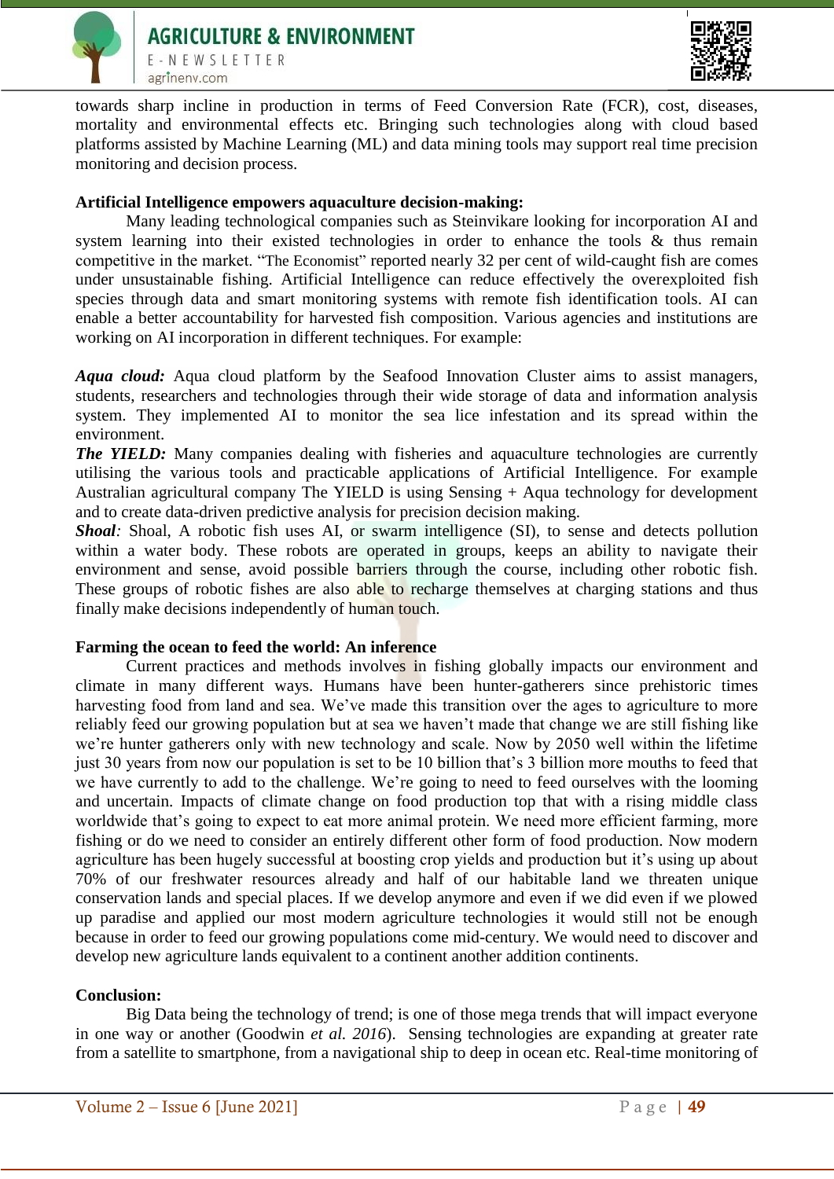towards sharp incline in production in terms of Feed Conversion Rate (FCR), cost, diseases, mortality and environmental effects etc. Bringing such technologies along with cloud based platforms assisted by Machine Learning (ML) and data mining tools may support real time precision monitoring and decision process.

**Artificial Intelligence empowers aquaculture decision-making:**

Many leading technological companies such as Steinvikare looking for incorporation AI and system learning into their existed technologies in order to enhance the tools & thus remain competitive in the market. "The Economist" reported nearly 32 per cent of wild-caught fish are comes under unsustainable fishing. Artificial Intelligence can reduce effectively the overexploited fish species through data and smart monitoring systems with remote fish identification tools. AI can enable a better accountability for harvested fish composition. Various agencies and institutions are working on AI incorporation in different techniques. For example:

***Aqua cloud:*** Aqua cloud platform by the Seafood Innovation Cluster aims to assist managers, students, researchers and technologies through their wide storage of data and information analysis system. They implemented AI to monitor the sea lice infestation and its spread within the environment.

***The YIELD:*** Many companies dealing with fisheries and aquaculture technologies are currently utilising the various tools and practicable applications of Artificial Intelligence. For example Australian agricultural company The YIELD is using Sensing + Aqua technology for development and to create data-driven predictive analysis for precision decision making.

***Shoal****:* Shoal, A robotic fish uses AI, or swarm intelligence (SI), to sense and detects pollution within a water body. These robots are operated in groups, keeps an ability to navigate their environment and sense, avoid possible barriers through the course, including other robotic fish. These groups of robotic fishes are also able to recharge themselves at charging stations and thus finally make decisions independently of human touch.

**Farming the ocean to feed the world: An inference**

Current practices and methods involves in fishing globally impacts our environment and climate in many different ways. Humans have been hunter-gatherers since prehistoric times harvesting food from land and sea. We've made this transition over the ages to agriculture to more reliably feed our growing population but at sea we haven't made that change we are still fishing like we're hunter gatherers only with new technology and scale. Now by 2050 well within the lifetime just 30 years from now our population is set to be 10 billion that's 3 billion more mouths to feed that we have currently to add to the challenge. We're going to need to feed ourselves with the looming and uncertain. Impacts of climate change on food production top that with a rising middle class worldwide that's going to expect to eat more animal protein. We need more efficient farming, more fishing or do we need to consider an entirely different other form of food production. Now modern agriculture has been hugely successful at boosting crop yields and production but it's using up about 70% of our freshwater resources already and half of our habitable land we threaten unique conservation lands and special places. If we develop anymore and even if we did even if we plowed up paradise and applied our most modern agriculture technologies it would still not be enough because in order to feed our growing populations come mid-century. We would need to discover and develop new agriculture lands equivalent to a continent another addition continents.

**Conclusion:**

Big Data being the technology of trend; is one of those mega trends that will impact everyone in one way or another (Goodwin *et al. 2016*). Sensing technologies are expanding at greater rate from a satellite to smartphone, from a navigational ship to deep in ocean etc. Real-time monitoring of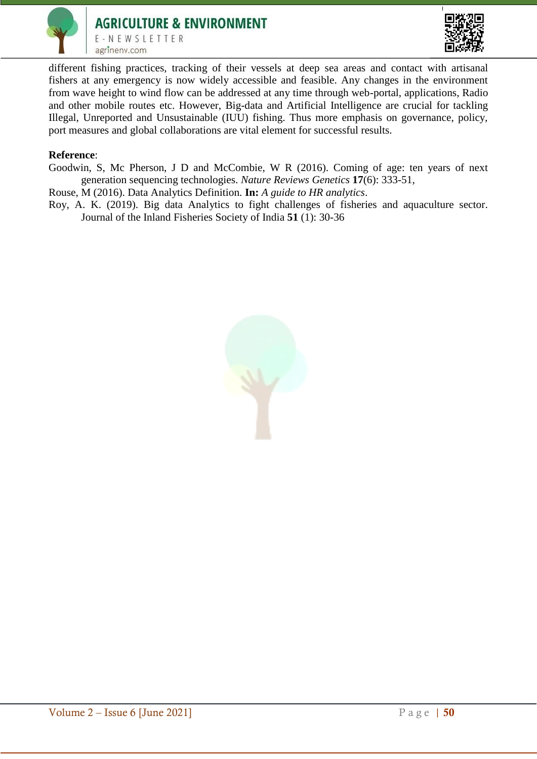different fishing practices, tracking of their vessels at deep sea areas and contact with artisanal fishers at any emergency is now widely accessible and feasible. Any changes in the environment from wave height to wind flow can be addressed at any time through web-portal, applications, Radio and other mobile routes etc. However, Big-data and Artificial Intelligence are crucial for tackling Illegal, Unreported and Unsustainable (IUU) fishing. Thus more emphasis on governance, policy, port measures and global collaborations are vital element for successful results.

**Reference**:

Goodwin, S, Mc Pherson, J D and McCombie, W R (2016). Coming of age: ten years of next generation sequencing technologies. *Nature Reviews Genetics* **17**(6): 333-51,

Rouse, M (2016). Data Analytics Definition. **In:** *A guide to HR analytics*.

Roy, A. K. (2019). Big data Analytics to fight challenges of fisheries and aquaculture sector. Journal of the Inland Fisheries Society of India **51** (1): 30-36